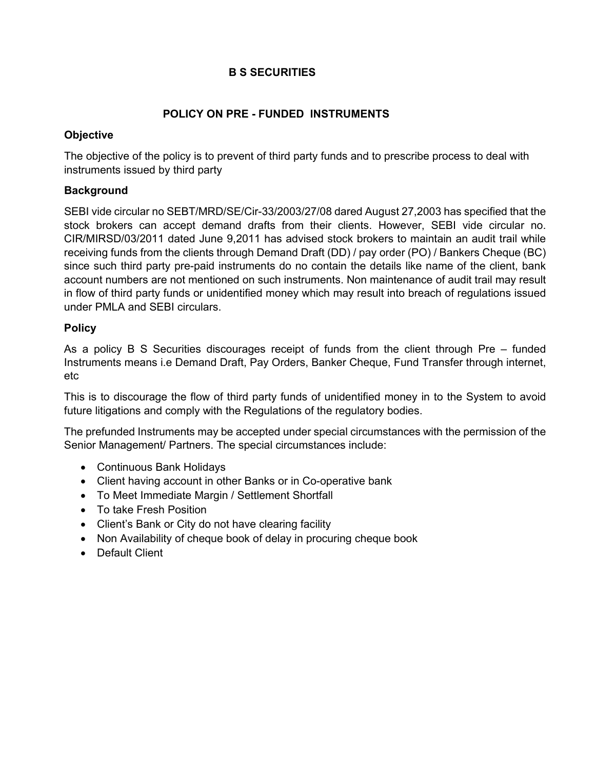# B S SECURITIES

## POLICY ON PRE - FUNDED INSTRUMENTS

### Objective

The objective of the policy is to prevent of third party funds and to prescribe process to deal with instruments issued by third party

### Background

SEBI vide circular no SEBT/MRD/SE/Cir-33/2003/27/08 dared August 27,2003 has specified that the stock brokers can accept demand drafts from their clients. However, SEBI vide circular no. CIR/MIRSD/03/2011 dated June 9,2011 has advised stock brokers to maintain an audit trail while receiving funds from the clients through Demand Draft (DD) / pay order (PO) / Bankers Cheque (BC) since such third party pre-paid instruments do no contain the details like name of the client, bank account numbers are not mentioned on such instruments. Non maintenance of audit trail may result in flow of third party funds or unidentified money which may result into breach of regulations issued under PMLA and SEBI circulars.

### Policy

As a policy B S Securities discourages receipt of funds from the client through Pre – funded Instruments means i.e Demand Draft, Pay Orders, Banker Cheque, Fund Transfer through internet, etc

This is to discourage the flow of third party funds of unidentified money in to the System to avoid future litigations and comply with the Regulations of the regulatory bodies.

The prefunded Instruments may be accepted under special circumstances with the permission of the Senior Management/ Partners. The special circumstances include:

- Continuous Bank Holidays
- Client having account in other Banks or in Co-operative bank
- To Meet Immediate Margin / Settlement Shortfall
- To take Fresh Position
- Client's Bank or City do not have clearing facility
- Non Availability of cheque book of delay in procuring cheque book
- Default Client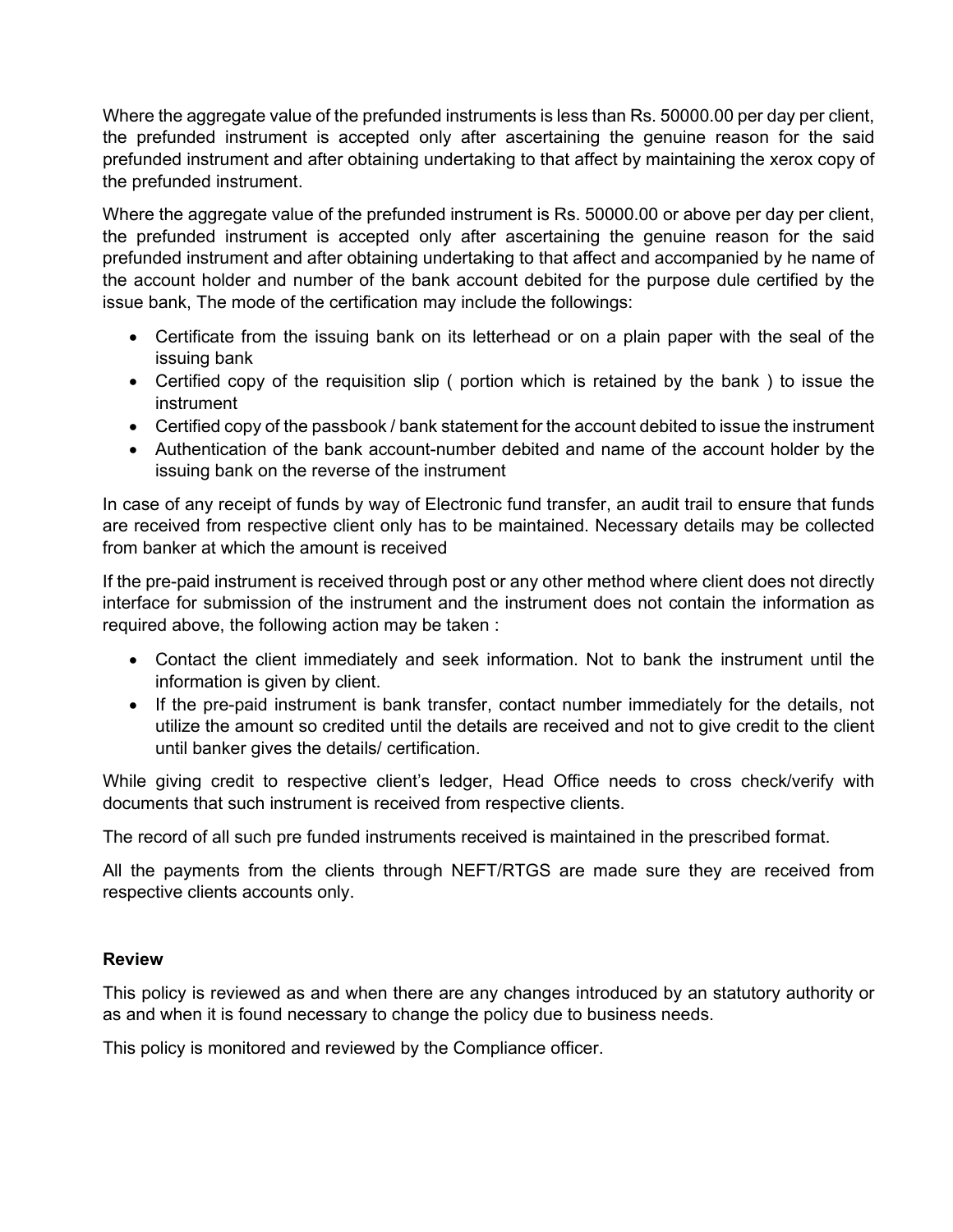Where the aggregate value of the prefunded instruments is less than Rs. 50000.00 per day per client, the prefunded instrument is accepted only after ascertaining the genuine reason for the said prefunded instrument and after obtaining undertaking to that affect by maintaining the xerox copy of the prefunded instrument.

Where the aggregate value of the prefunded instrument is Rs. 50000.00 or above per day per client, the prefunded instrument is accepted only after ascertaining the genuine reason for the said prefunded instrument and after obtaining undertaking to that affect and accompanied by he name of the account holder and number of the bank account debited for the purpose dule certified by the issue bank, The mode of the certification may include the followings:

- Certificate from the issuing bank on its letterhead or on a plain paper with the seal of the issuing bank
- Certified copy of the requisition slip ( portion which is retained by the bank ) to issue the instrument
- Certified copy of the passbook / bank statement for the account debited to issue the instrument
- Authentication of the bank account-number debited and name of the account holder by the issuing bank on the reverse of the instrument

In case of any receipt of funds by way of Electronic fund transfer, an audit trail to ensure that funds are received from respective client only has to be maintained. Necessary details may be collected from banker at which the amount is received

If the pre-paid instrument is received through post or any other method where client does not directly interface for submission of the instrument and the instrument does not contain the information as required above, the following action may be taken :

- Contact the client immediately and seek information. Not to bank the instrument until the information is given by client.
- If the pre-paid instrument is bank transfer, contact number immediately for the details, not utilize the amount so credited until the details are received and not to give credit to the client until banker gives the details/ certification.

While giving credit to respective client's ledger, Head Office needs to cross check/verify with documents that such instrument is received from respective clients.

The record of all such pre funded instruments received is maintained in the prescribed format.

All the payments from the clients through NEFT/RTGS are made sure they are received from respective clients accounts only.

**Review**

This policy is reviewed as and when there are any changes introduced by an statutory authority or as and when it is found necessary to change the policy due to business needs.

This policy is monitored and reviewed by the Compliance officer.